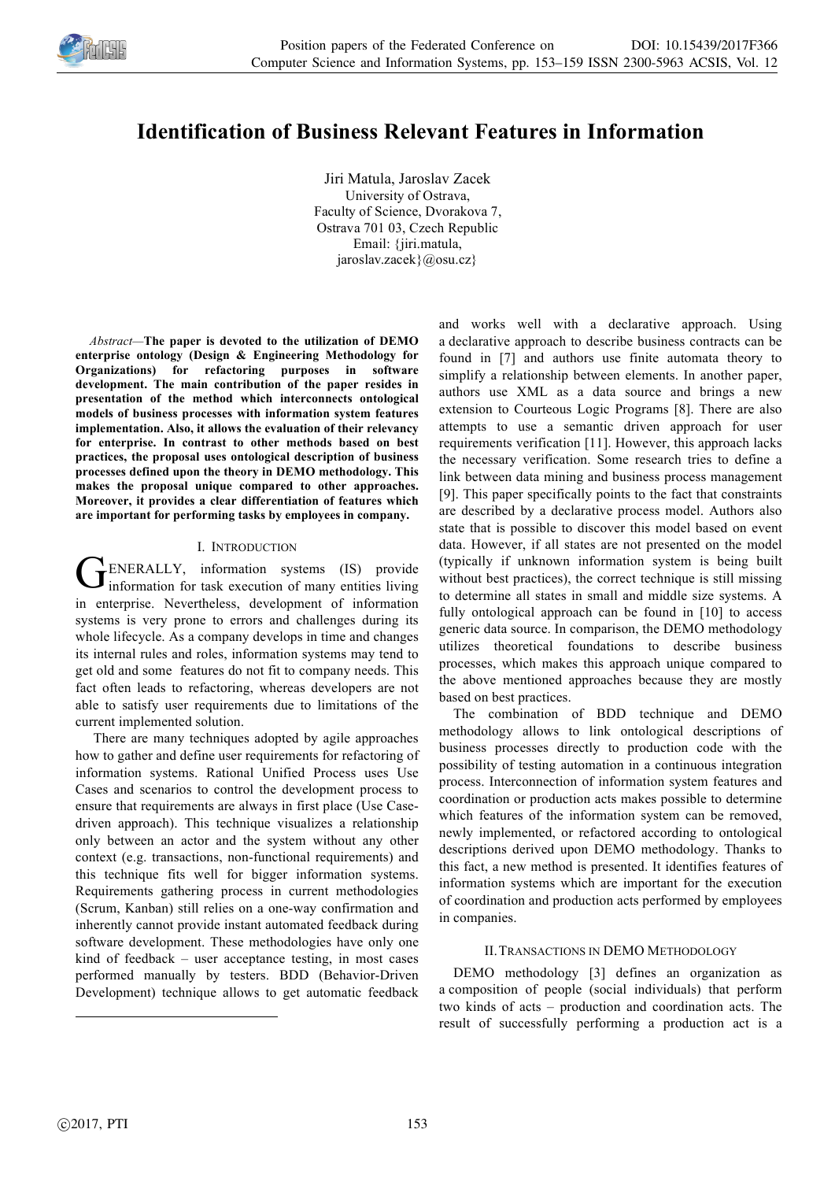# Identification of Business Relevant Features in Information

Jiri Matula, Jaroslav Zacek
University of Ostrava,
Faculty of Science, Dvorakova 7,
Ostrava 701 03, Czech Republic
Email: {jiri.matula, jaroslav.zacek}@osu.cz}

*Abstract*—**The paper is devoted to the utilization of DEMO enterprise ontology (Design & Engineering Methodology for Organizations) for refactoring purposes in software development. The main contribution of the paper resides in presentation of the method which interconnects ontological models of business processes with information system features implementation. Also, it allows the evaluation of their relevancy for enterprise. In contrast to other methods based on best practices, the proposal uses ontological description of business processes defined upon the theory in DEMO methodology. This makes the proposal unique compared to other approaches. Moreover, it provides a clear differentiation of features which are important for performing tasks by employees in company.**

## I. Introduction

Generally, information systems (IS) provide information for task execution of many entities living in enterprise. Nevertheless, development of information systems is very prone to errors and challenges during its whole lifecycle. As a company develops in time and changes its internal rules and roles, information systems may tend to get old and some features do not fit to company needs. This fact often leads to refactoring, whereas developers are not able to satisfy user requirements due to limitations of the current implemented solution.

There are many techniques adopted by agile approaches how to gather and define user requirements for refactoring of information systems. Rational Unified Process uses Use Cases and scenarios to control the development process to ensure that requirements are always in first place (Use Case-driven approach). This technique visualizes a relationship only between an actor and the system without any other context (e.g. transactions, non-functional requirements) and this technique fits well for bigger information systems. Requirements gathering process in current methodologies (Scrum, Kanban) still relies on a one-way confirmation and inherently cannot provide instant automated feedback during software development. These methodologies have only one kind of feedback – user acceptance testing, in most cases performed manually by testers. BDD (Behavior-Driven Development) technique allows to get automatic feedback and works well with a declarative approach. Using a declarative approach to describe business contracts can be found in [7] and authors use finite automata theory to simplify a relationship between elements. In another paper, authors use XML as a data source and brings a new extension to Courteous Logic Programs [8]. There are also attempts to use a semantic driven approach for user requirements verification [11]. However, this approach lacks the necessary verification. Some research tries to define a link between data mining and business process management [9]. This paper specifically points to the fact that constraints are described by a declarative process model. Authors also state that is possible to discover this model based on event data. However, if all states are not presented on the model (typically if unknown information system is being built without best practices), the correct technique is still missing to determine all states in small and middle size systems. A fully ontological approach can be found in [10] to access generic data source. In comparison, the DEMO methodology utilizes theoretical foundations to describe business processes, which makes this approach unique compared to the above mentioned approaches because they are mostly based on best practices.

The combination of BDD technique and DEMO methodology allows to link ontological descriptions of business processes directly to production code with the possibility of testing automation in a continuous integration process. Interconnection of information system features and coordination or production acts makes possible to determine which features of the information system can be removed, newly implemented, or refactored according to ontological descriptions derived upon DEMO methodology. Thanks to this fact, a new method is presented. It identifies features of information systems which are important for the execution of coordination and production acts performed by employees in companies.

## II. Transactions in DEMO Methodology

DEMO methodology [3] defines an organization as a composition of people (social individuals) that perform two kinds of acts – production and coordination acts. The result of successfully performing a production act is a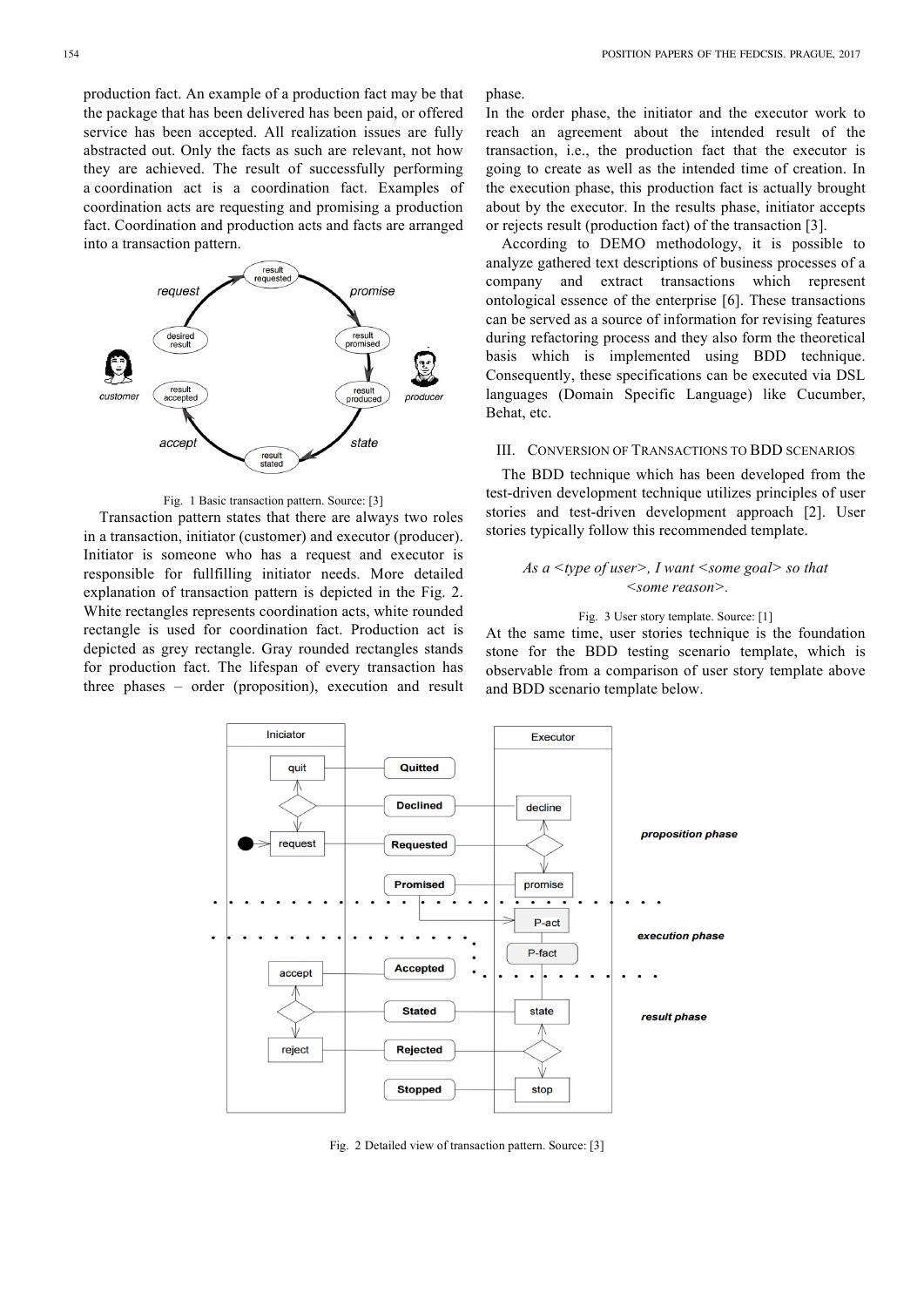production fact. An example of a production fact may be that the package that has been delivered has been paid, or offered service has been accepted. All realization issues are fully abstracted out. Only the facts as such are relevant, not how they are achieved. The result of successfully performing a coordination act is a coordination fact. Examples of coordination acts are requesting and promising a production fact. Coordination and production acts and facts are arranged into a transaction pattern.

Fig. 1 Basic transaction pattern. Source: [3]

Transaction pattern states that there are always two roles in a transaction, initiator (customer) and executor (producer). Initiator is someone who has a request and executor is responsible for fullfilling initiator needs. More detailed explanation of transaction pattern is depicted in the Fig. 2. White rectangles represents coordination acts, white rounded rectangle is used for coordination fact. Production act is depicted as grey rectangle. Gray rounded rectangles stands for production fact. The lifespan of every transaction has three phases – order (proposition), execution and result phase.

In the order phase, the initiator and the executor work to reach an agreement about the intended result of the transaction, i.e., the production fact that the executor is going to create as well as the intended time of creation. In the execution phase, this production fact is actually brought about by the executor. In the results phase, initiator accepts or rejects result (production fact) of the transaction [3].

According to DEMO methodology, it is possible to analyze gathered text descriptions of business processes of a company and extract transactions which represent ontological essence of the enterprise [6]. These transactions can be served as a source of information for revising features during refactoring process and they also form the theoretical basis which is implemented using BDD technique. Consequently, these specifications can be executed via DSL languages (Domain Specific Language) like Cucumber, Behat, etc.

## III. Conversion of Transactions to BDD Scenarios

The BDD technique which has been developed from the test-driven development technique utilizes principles of user stories and test-driven development approach [2]. User stories typically follow this recommended template.

*As a <type of user>, I want <some goal> so that <some reason>.*

Fig. 3 User story template. Source: [1]

At the same time, user stories technique is the foundation stone for the BDD testing scenario template, which is observable from a comparison of user story template above and BDD scenario template below.

Fig. 2 Detailed view of transaction pattern. Source: [3]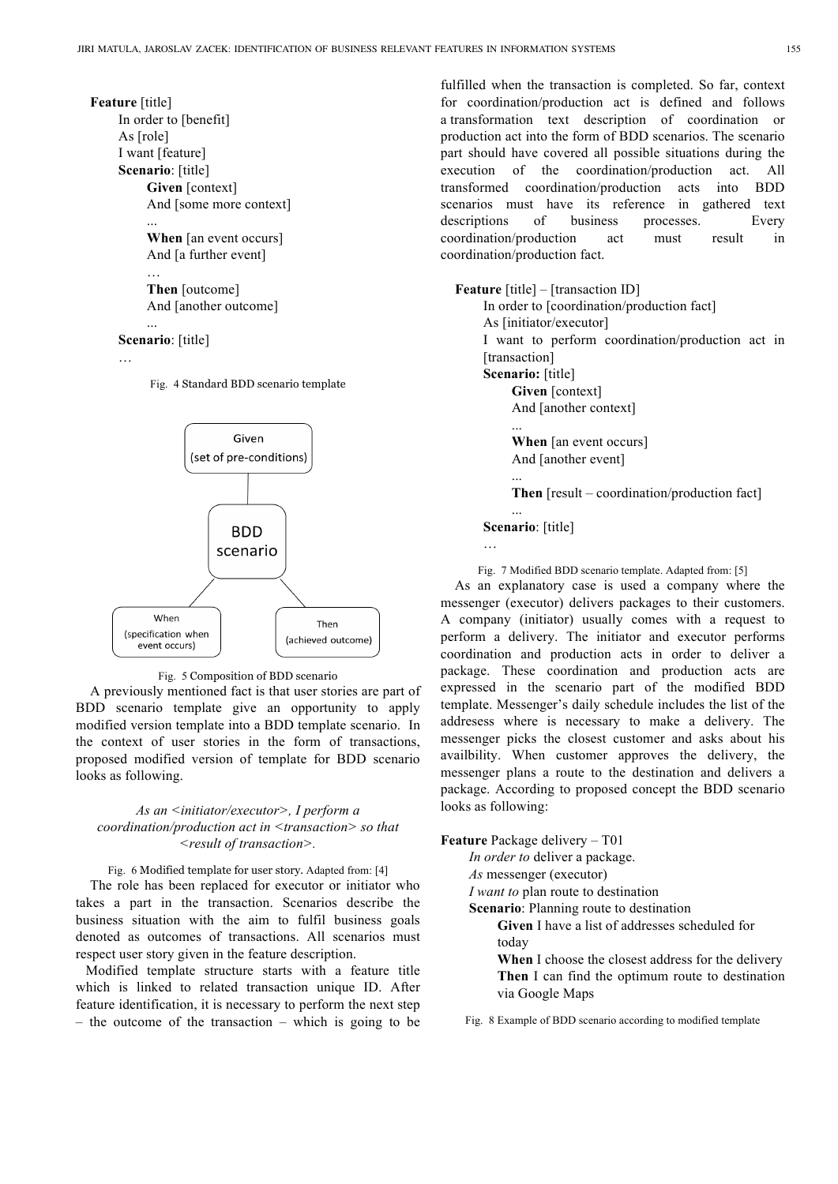**Feature** [title]
In order to [benefit]
As [role]
I want [feature]
**Scenario**: [title]
**Given** [context]
And [some more context]
...
**When** [an event occurs]
And [a further event]
…
**Then** [outcome]
And [another outcome]
...
**Scenario**: [title]
…

Fig. 4 Standard BDD scenario template

Given (set of pre-conditions)

BDD scenario

When (specification when event occurs)

Then (achieved outcome)

Fig. 5 Composition of BDD scenario

A previously mentioned fact is that user stories are part of BDD scenario template give an opportunity to apply modified version template into a BDD template scenario. In the context of user stories in the form of transactions, proposed modified version of template for BDD scenario looks as following.

*As an <initiator/executor>, I perform a coordination/production act in <transaction> so that <result of transaction>.*

Fig. 6 Modified template for user story. Adapted from: [4]

The role has been replaced for executor or initiator who takes a part in the transaction. Scenarios describe the business situation with the aim to fulfil business goals denoted as outcomes of transactions. All scenarios must respect user story given in the feature description.

Modified template structure starts with a feature title which is linked to related transaction unique ID. After feature identification, it is necessary to perform the next step – the outcome of the transaction – which is going to be fulfilled when the transaction is completed. So far, context for coordination/production act is defined and follows a transformation text description of coordination or production act into the form of BDD scenarios. The scenario part should have covered all possible situations during the execution of the coordination/production act. All transformed coordination/production acts into BDD scenarios must have its reference in gathered text descriptions of business processes. Every coordination/production act must result in coordination/production fact.

**Feature** [title] – [transaction ID]
In order to [coordination/production fact]
As [initiator/executor]
I want to perform coordination/production act in [transaction]
**Scenario:** [title]
**Given** [context]
And [another context]
...
**When** [an event occurs]
And [another event]
...
**Then** [result – coordination/production fact]
...
**Scenario**: [title]
…

Fig. 7 Modified BDD scenario template. Adapted from: [5]

As an explanatory case is used a company where the messenger (executor) delivers packages to their customers. A company (initiator) usually comes with a request to perform a delivery. The initiator and executor performs coordination and production acts in order to deliver a package. These coordination and production acts are expressed in the scenario part of the modified BDD template. Messenger's daily schedule includes the list of the addresess where is necessary to make a delivery. The messenger picks the closest customer and asks about his availbility. When customer approves the delivery, the messenger plans a route to the destination and delivers a package. According to proposed concept the BDD scenario looks as following:

**Feature** Package delivery – T01
*In order to* deliver a package.
*As* messenger (executor)
*I want to* plan route to destination
**Scenario**: Planning route to destination
**Given** I have a list of addresses scheduled for today
**When** I choose the closest address for the delivery
**Then** I can find the optimum route to destination via Google Maps

Fig. 8 Example of BDD scenario according to modified template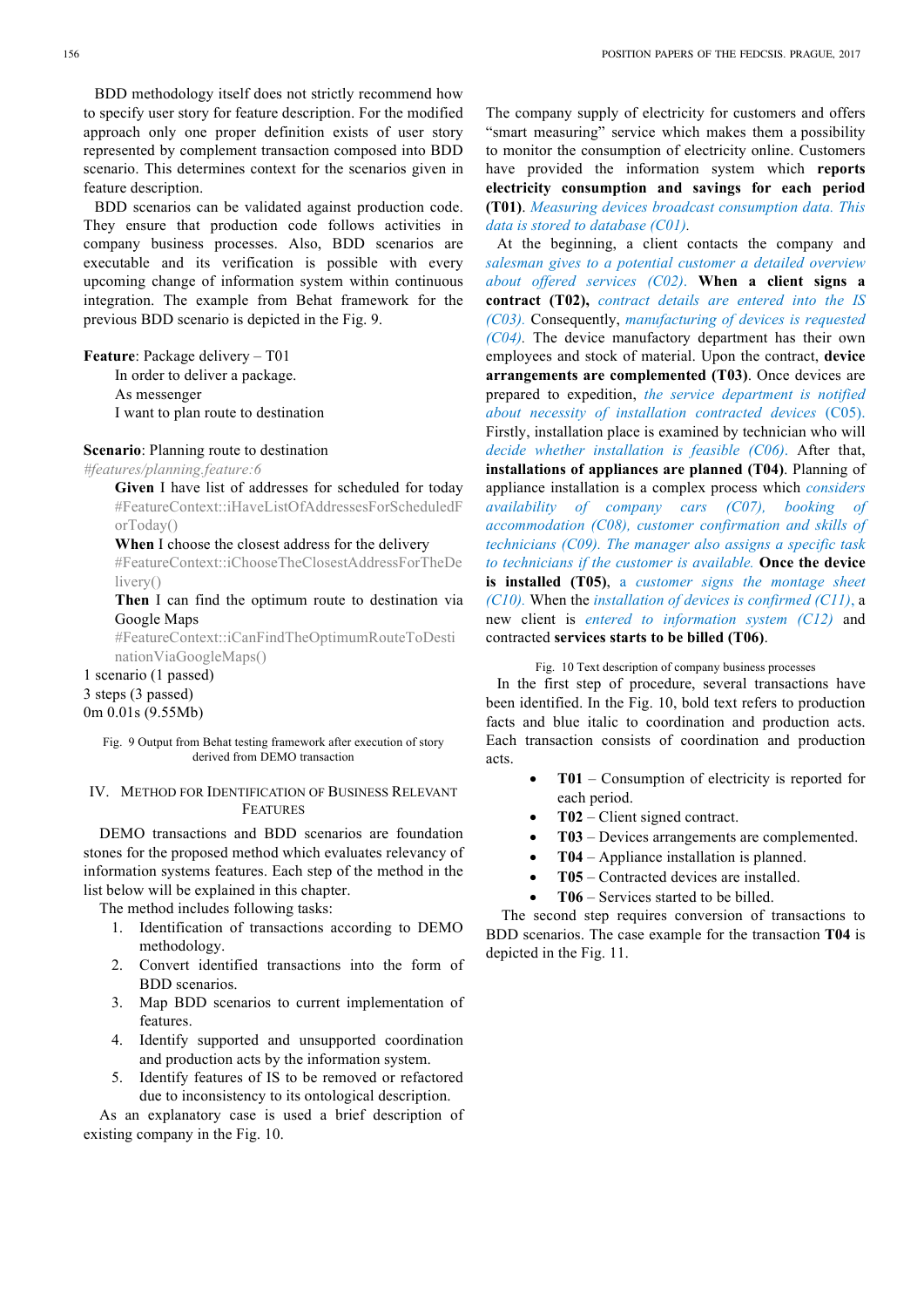BDD methodology itself does not strictly recommend how to specify user story for feature description. For the modified approach only one proper definition exists of user story represented by complement transaction composed into BDD scenario. This determines context for the scenarios given in feature description.

BDD scenarios can be validated against production code. They ensure that production code follows activities in company business processes. Also, BDD scenarios are executable and its verification is possible with every upcoming change of information system within continuous integration. The example from Behat framework for the previous BDD scenario is depicted in the Fig. 9.

**Feature**: Package delivery – T01
In order to deliver a package.
As messenger
I want to plan route to destination

**Scenario**: Planning route to destination
*#features/planning.feature:6*
**Given** I have list of addresses for scheduled for today
#FeatureContext::iHaveListOfAddressesForScheduledForToday()
**When** I choose the closest address for the delivery
#FeatureContext::iChooseTheClosestAddressForTheDelivery()
**Then** I can find the optimum route to destination via Google Maps
#FeatureContext::iCanFindTheOptimumRouteToDestinationViaGoogleMaps()
1 scenario (1 passed)
3 steps (3 passed)
0m 0.01s (9.55Mb)

Fig. 9 Output from Behat testing framework after execution of story derived from DEMO transaction

## IV. Method for Identification of Business Relevant Features

DEMO transactions and BDD scenarios are foundation stones for the proposed method which evaluates relevancy of information systems features. Each step of the method in the list below will be explained in this chapter.

The method includes following tasks:

1. Identification of transactions according to DEMO methodology.
2. Convert identified transactions into the form of BDD scenarios.
3. Map BDD scenarios to current implementation of features.
4. Identify supported and unsupported coordination and production acts by the information system.
5. Identify features of IS to be removed or refactored due to inconsistency to its ontological description.

As an explanatory case is used a brief description of existing company in the Fig. 10.

The company supply of electricity for customers and offers "smart measuring" service which makes them a possibility to monitor the consumption of electricity online. Customers have provided the information system which **reports electricity consumption and savings for each period (T01)**. *Measuring devices broadcast consumption data. This data is stored to database (C01).*

At the beginning, a client contacts the company and *salesman gives to a potential customer a detailed overview about offered services (C02).* **When a client signs a contract (T02),** *contract details are entered into the IS (C03).* Consequently, *manufacturing of devices is requested (C04).* The device manufactory department has their own employees and stock of material. Upon the contract, **device arrangements are complemented (T03)**. Once devices are prepared to expedition, *the service department is notified about necessity of installation contracted devices* (C05). Firstly, installation place is examined by technician who will *decide whether installation is feasible (C06).* After that, **installations of appliances are planned (T04)**. Planning of appliance installation is a complex process which *considers availability of company cars (C07), booking of accommodation (C08), customer confirmation and skills of technicians (C09). The manager also assigns a specific task to technicians if the customer is available.* **Once the device is installed (T05)**, a *customer signs the montage sheet (C10).* When the *installation of devices is confirmed (C11)*, a new client is *entered to information system (C12)* and contracted **services starts to be billed (T06)**.

Fig. 10 Text description of company business processes

In the first step of procedure, several transactions have been identified. In the Fig. 10, bold text refers to production facts and blue italic to coordination and production acts. Each transaction consists of coordination and production acts.

- **T01** – Consumption of electricity is reported for each period.
- **T02** – Client signed contract.
- **T03** – Devices arrangements are complemented.
- **T04** – Appliance installation is planned.
- **T05** – Contracted devices are installed.
- **T06** – Services started to be billed.

The second step requires conversion of transactions to BDD scenarios. The case example for the transaction **T04** is depicted in the Fig. 11.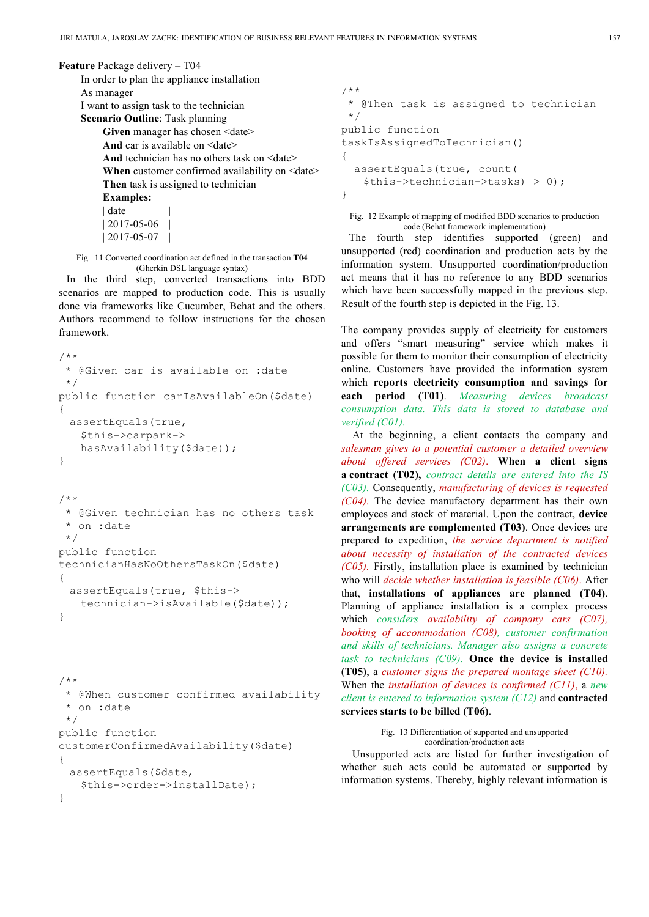**Feature** Package delivery – T04

In order to plan the appliance installation
As manager
I want to assign task to the technician

**Scenario Outline**: Task planning

**Given** manager has chosen <date>
**And** car is available on <date>
**And** technician has no others task on <date>
**When** customer confirmed availability on <date>
**Then** task is assigned to technician

**Examples:**

| date |
|---|
| 2017-05-06 |
| 2017-05-07 |

Fig. 11 Converted coordination act defined in the transaction **T04** (Gherkin DSL language syntax)

In the third step, converted transactions into BDD scenarios are mapped to production code. This is usually done via frameworks like Cucumber, Behat and the others. Authors recommend to follow instructions for the chosen framework.

```
/**
 * @Given car is available on :date
 */
public function carIsAvailableOn($date)
{
  assertEquals(true,
    $this->carpark->
    hasAvailability($date));
}
```

```
/**
 * @Given technician has no others task
 * on :date
 */
public function
technicianHasNoOthersTaskOn($date)
{
  assertEquals(true, $this->
    technician->isAvailable($date));
}
```

```
/**
 * @When customer confirmed availability
 * on :date
 */
public function
customerConfirmedAvailability($date)
{
  assertEquals($date,
    $this->order->installDate);
}
```

```
/**
 * @Then task is assigned to technician
 */
public function
taskIsAssignedToTechnician()
{
  assertEquals(true, count(
    $this->technician->tasks) > 0);
}
```

Fig. 12 Example of mapping of modified BDD scenarios to production code (Behat framework implementation)

The fourth step identifies supported (green) and unsupported (red) coordination and production acts by the information system. Unsupported coordination/production act means that it has no reference to any BDD scenarios which have been successfully mapped in the previous step. Result of the fourth step is depicted in the Fig. 13.

The company provides supply of electricity for customers and offers "smart measuring" service which makes it possible for them to monitor their consumption of electricity online. Customers have provided the information system which **reports electricity consumption and savings for each period (T01)**. *Measuring devices broadcast consumption data. This data is stored to database and verified (C01).*

At the beginning, a client contacts the company and *salesman gives to a potential customer a detailed overview about offered services (C02)*. **When a client signs a contract (T02),** *contract details are entered into the IS (C03).* Consequently, *manufacturing of devices is requested (C04).* The device manufactory department has their own employees and stock of material. Upon the contract, **device arrangements are complemented (T03)**. Once devices are prepared to expedition, *the service department is notified about necessity of installation of the contracted devices (C05).* Firstly, installation place is examined by technician who will *decide whether installation is feasible (C06)*. After that, **installations of appliances are planned (T04)**. Planning of appliance installation is a complex process which *considers availability of company cars (C07), booking of accommodation (C08), customer confirmation and skills of technicians. Manager also assigns a concrete task to technicians (C09).* **Once the device is installed (T05)**, a *customer signs the prepared montage sheet (C10).* When the *installation of devices is confirmed (C11)*, a *new client is entered to information system (C12)* and **contracted services starts to be billed (T06)**.

Fig. 13 Differentiation of supported and unsupported coordination/production acts

Unsupported acts are listed for further investigation of whether such acts could be automated or supported by information systems. Thereby, highly relevant information is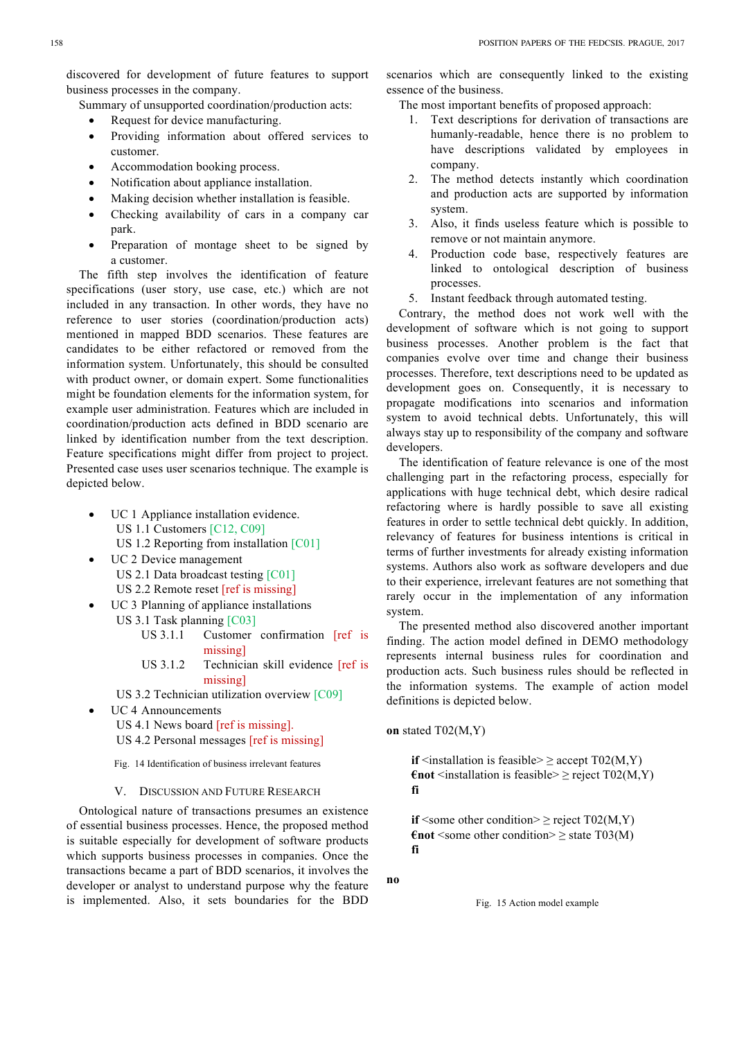discovered for development of future features to support business processes in the company.

Summary of unsupported coordination/production acts:

- Request for device manufacturing.
- Providing information about offered services to customer.
- Accommodation booking process.
- Notification about appliance installation.
- Making decision whether installation is feasible.
- Checking availability of cars in a company car park.
- Preparation of montage sheet to be signed by a customer.

The fifth step involves the identification of feature specifications (user story, use case, etc.) which are not included in any transaction. In other words, they have no reference to user stories (coordination/production acts) mentioned in mapped BDD scenarios. These features are candidates to be either refactored or removed from the information system. Unfortunately, this should be consulted with product owner, or domain expert. Some functionalities might be foundation elements for the information system, for example user administration. Features which are included in coordination/production acts defined in BDD scenario are linked by identification number from the text description. Feature specifications might differ from project to project. Presented case uses user scenarios technique. The example is depicted below.

- UC 1 Appliance installation evidence.
  - US 1.1 Customers [C12, C09]
  - US 1.2 Reporting from installation [C01]
- UC 2 Device management
  - US 2.1 Data broadcast testing [C01]
  - US 2.2 Remote reset [ref is missing]
- UC 3 Planning of appliance installations
  - US 3.1 Task planning [C03]
    - US 3.1.1 Customer confirmation [ref is missing]
    - US 3.1.2 Technician skill evidence [ref is missing]
  - US 3.2 Technician utilization overview [C09]
- UC 4 Announcements
  - US 4.1 News board [ref is missing].
  - US 4.2 Personal messages [ref is missing]

Fig. 14 Identification of business irrelevant features

## V. Discussion and Future Research

Ontological nature of transactions presumes an existence of essential business processes. Hence, the proposed method is suitable especially for development of software products which supports business processes in companies. Once the transactions became a part of BDD scenarios, it involves the developer or analyst to understand purpose why the feature is implemented. Also, it sets boundaries for the BDD scenarios which are consequently linked to the existing essence of the business.

The most important benefits of proposed approach:

1. Text descriptions for derivation of transactions are humanly-readable, hence there is no problem to have descriptions validated by employees in company.
2. The method detects instantly which coordination and production acts are supported by information system.
3. Also, it finds useless feature which is possible to remove or not maintain anymore.
4. Production code base, respectively features are linked to ontological description of business processes.
5. Instant feedback through automated testing.

Contrary, the method does not work well with the development of software which is not going to support business processes. Another problem is the fact that companies evolve over time and change their business processes. Therefore, text descriptions need to be updated as development goes on. Consequently, it is necessary to propagate modifications into scenarios and information system to avoid technical debts. Unfortunately, this will always stay up to responsibility of the company and software developers.

The identification of feature relevance is one of the most challenging part in the refactoring process, especially for applications with huge technical debt, which desire radical refactoring where is hardly possible to save all existing features in order to settle technical debt quickly. In addition, relevancy of features for business intentions is critical in terms of further investments for already existing information systems. Authors also work as software developers and due to their experience, irrelevant features are not something that rarely occur in the implementation of any information system.

The presented method also discovered another important finding. The action model defined in DEMO methodology represents internal business rules for coordination and production acts. Such business rules should be reflected in the information systems. The example of action model definitions is depicted below.

**on** stated T02(M,Y)

> **if** <installation is feasible> ≥ accept T02(M,Y)
> **€not** <installation is feasible> ≥ reject T02(M,Y)
> **fi**
>
> **if** <some other condition> ≥ reject T02(M,Y)
> **€not** <some other condition> ≥ state T03(M)
> **fi**

**no**

Fig. 15 Action model example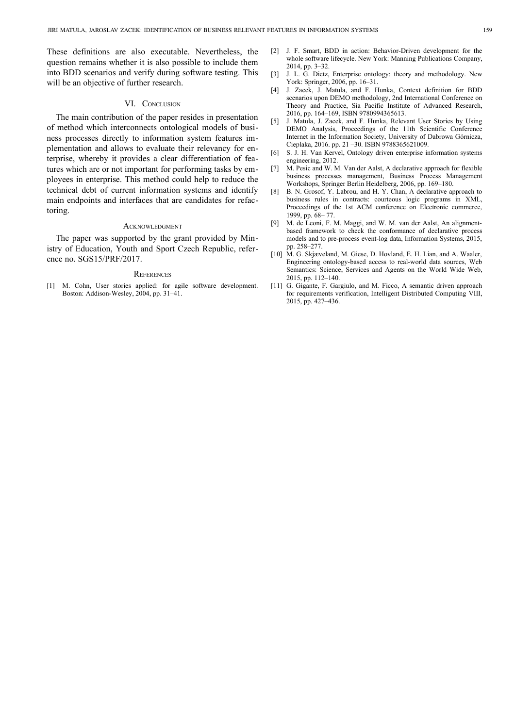These definitions are also executable. Nevertheless, the question remains whether it is also possible to include them into BDD scenarios and verify during software testing. This will be an objective of further research.

## VI. Conclusion

The main contribution of the paper resides in presentation of method which interconnects ontological models of business processes directly to information system features implementation and allows to evaluate their relevancy for enterprise, whereby it provides a clear differentiation of features which are or not important for performing tasks by employees in enterprise. This method could help to reduce the technical debt of current information systems and identify main endpoints and interfaces that are candidates for refactoring.

## Acknowledgment

The paper was supported by the grant provided by Ministry of Education, Youth and Sport Czech Republic, reference no. SGS15/PRF/2017.

## References

[1] M. Cohn, User stories applied: for agile software development. Boston: Addison-Wesley, 2004, pp. 31–41.

[2] J. F. Smart, BDD in action: Behavior-Driven development for the whole software lifecycle. New York: Manning Publications Company, 2014, pp. 3–32.

[3] J. L. G. Dietz, Enterprise ontology: theory and methodology. New York: Springer, 2006, pp. 16–31.

[4] J. Zacek, J. Matula, and F. Hunka, Context definition for BDD scenarios upon DEMO methodology, 2nd International Conference on Theory and Practice, Sia Pacific Institute of Advanced Research, 2016, pp. 164–169, ISBN 9780994365613.

[5] J. Matula, J. Zacek, and F. Hunka, Relevant User Stories by Using DEMO Analysis, Proceedings of the 11th Scientific Conference Internet in the Information Society, University of Dabrowa Górnicza, Cieplaka, 2016. pp. 21 –30. ISBN 9788365621009.

[6] S. J. H. Van Kervel, Ontology driven enterprise information systems engineering, 2012.

[7] M. Pesic and W. M. Van der Aalst, A declarative approach for flexible business processes management, Business Process Management Workshops, Springer Berlin Heidelberg, 2006, pp. 169–180.

[8] B. N. Grosof, Y. Labrou, and H. Y. Chan, A declarative approach to business rules in contracts: courteous logic programs in XML, Proceedings of the 1st ACM conference on Electronic commerce, 1999, pp. 68– 77.

[9] M. de Leoni, F. M. Maggi, and W. M. van der Aalst, An alignment-based framework to check the conformance of declarative process models and to pre-process event-log data, Information Systems, 2015, pp. 258–277.

[10] M. G. Skjæveland, M. Giese, D. Hovland, E. H. Lian, and A. Waaler, Engineering ontology-based access to real-world data sources, Web Semantics: Science, Services and Agents on the World Wide Web, 2015, pp. 112–140.

[11] G. Gigante, F. Gargiulo, and M. Ficco, A semantic driven approach for requirements verification, Intelligent Distributed Computing VIII, 2015, pp. 427–436.